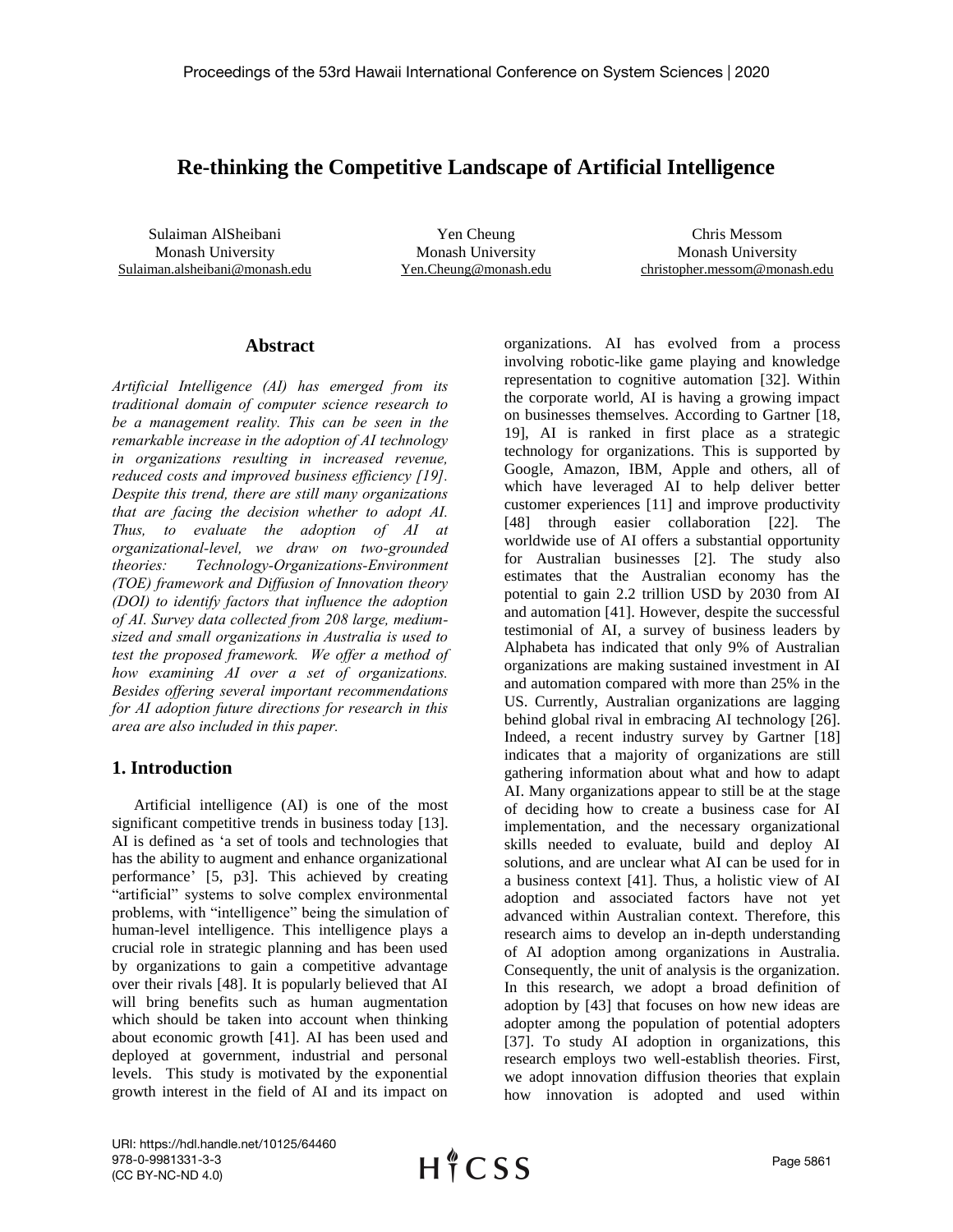# Re-thinking the Competitive Landscape of Artificial Intelligence

Sulaiman AlSheibani
Monash University
Sulaiman.alsheibani@monash.edu

Yen Cheung
Monash University
Yen.Cheung@monash.edu

Chris Messom
Monash University
christopher.messom@monash.edu

## Abstract

*Artificial Intelligence (AI) has emerged from its traditional domain of computer science research to be a management reality. This can be seen in the remarkable increase in the adoption of AI technology in organizations resulting in increased revenue, reduced costs and improved business efficiency [19]. Despite this trend, there are still many organizations that are facing the decision whether to adopt AI. Thus, to evaluate the adoption of AI at organizational-level, we draw on two-grounded theories: Technology-Organizations-Environment (TOE) framework and Diffusion of Innovation theory (DOI) to identify factors that influence the adoption of AI. Survey data collected from 208 large, medium-sized and small organizations in Australia is used to test the proposed framework. We offer a method of how examining AI over a set of organizations. Besides offering several important recommendations for AI adoption future directions for research in this area are also included in this paper.*

## 1. Introduction

Artificial intelligence (AI) is one of the most significant competitive trends in business today [13]. AI is defined as 'a set of tools and technologies that has the ability to augment and enhance organizational performance' [5, p3]. This achieved by creating "artificial" systems to solve complex environmental problems, with "intelligence" being the simulation of human-level intelligence. This intelligence plays a crucial role in strategic planning and has been used by organizations to gain a competitive advantage over their rivals [48]. It is popularly believed that AI will bring benefits such as human augmentation which should be taken into account when thinking about economic growth [41]. AI has been used and deployed at government, industrial and personal levels. This study is motivated by the exponential growth interest in the field of AI and its impact on organizations. AI has evolved from a process involving robotic-like game playing and knowledge representation to cognitive automation [32]. Within the corporate world, AI is having a growing impact on businesses themselves. According to Gartner [18, 19], AI is ranked in first place as a strategic technology for organizations. This is supported by Google, Amazon, IBM, Apple and others, all of which have leveraged AI to help deliver better customer experiences [11] and improve productivity [48] through easier collaboration [22]. The worldwide use of AI offers a substantial opportunity for Australian businesses [2]. The study also estimates that the Australian economy has the potential to gain 2.2 trillion USD by 2030 from AI and automation [41]. However, despite the successful testimonial of AI, a survey of business leaders by Alphabeta has indicated that only 9% of Australian organizations are making sustained investment in AI and automation compared with more than 25% in the US. Currently, Australian organizations are lagging behind global rival in embracing AI technology [26]. Indeed, a recent industry survey by Gartner [18] indicates that a majority of organizations are still gathering information about what and how to adapt AI. Many organizations appear to still be at the stage of deciding how to create a business case for AI implementation, and the necessary organizational skills needed to evaluate, build and deploy AI solutions, and are unclear what AI can be used for in a business context [41]. Thus, a holistic view of AI adoption and associated factors have not yet advanced within Australian context. Therefore, this research aims to develop an in-depth understanding of AI adoption among organizations in Australia. Consequently, the unit of analysis is the organization. In this research, we adopt a broad definition of adoption by [43] that focuses on how new ideas are adopter among the population of potential adopters [37]. To study AI adoption in organizations, this research employs two well-establish theories. First, we adopt innovation diffusion theories that explain how innovation is adopted and used within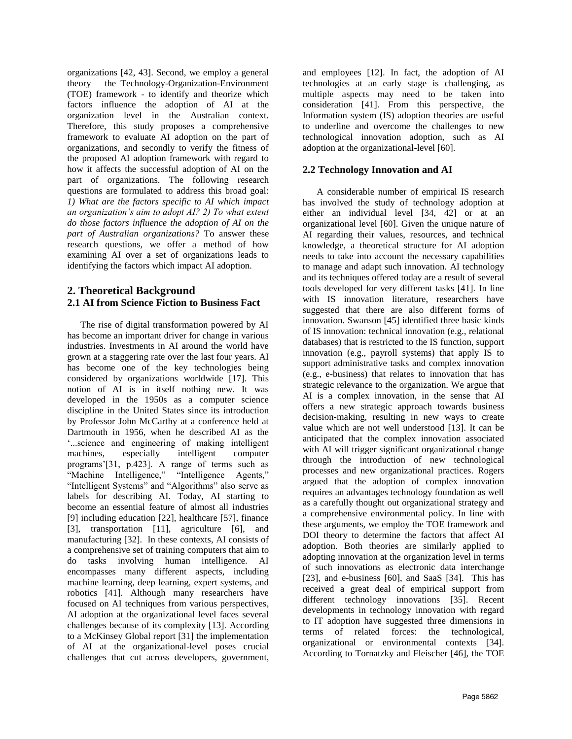organizations [42, 43]. Second, we employ a general theory – the Technology-Organization-Environment (TOE) framework - to identify and theorize which factors influence the adoption of AI at the organization level in the Australian context. Therefore, this study proposes a comprehensive framework to evaluate AI adoption on the part of organizations, and secondly to verify the fitness of the proposed AI adoption framework with regard to how it affects the successful adoption of AI on the part of organizations. The following research questions are formulated to address this broad goal: *1) What are the factors specific to AI which impact an organization's aim to adopt AI? 2) To what extent do those factors influence the adoption of AI on the part of Australian organizations?* To answer these research questions, we offer a method of how examining AI over a set of organizations leads to identifying the factors which impact AI adoption.

## 2. Theoretical Background

### 2.1 AI from Science Fiction to Business Fact

The rise of digital transformation powered by AI has become an important driver for change in various industries. Investments in AI around the world have grown at a staggering rate over the last four years. AI has become one of the key technologies being considered by organizations worldwide [17]. This notion of AI is in itself nothing new. It was developed in the 1950s as a computer science discipline in the United States since its introduction by Professor John McCarthy at a conference held at Dartmouth in 1956, when he described AI as the '...science and engineering of making intelligent machines, especially intelligent computer programs'[31, p.423]. A range of terms such as "Machine Intelligence," "Intelligence Agents," "Intelligent Systems" and "Algorithms" also serve as labels for describing AI. Today, AI starting to become an essential feature of almost all industries [9] including education [22], healthcare [57], finance [3], transportation [11], agriculture [6], and manufacturing [32]. In these contexts, AI consists of a comprehensive set of training computers that aim to do tasks involving human intelligence. AI encompasses many different aspects, including machine learning, deep learning, expert systems, and robotics [41]. Although many researchers have focused on AI techniques from various perspectives, AI adoption at the organizational level faces several challenges because of its complexity [13]. According to a McKinsey Global report [31] the implementation of AI at the organizational-level poses crucial challenges that cut across developers, government, and employees [12]. In fact, the adoption of AI technologies at an early stage is challenging, as multiple aspects may need to be taken into consideration [41]. From this perspective, the Information system (IS) adoption theories are useful to underline and overcome the challenges to new technological innovation adoption, such as AI adoption at the organizational-level [60].

### 2.2 Technology Innovation and AI

A considerable number of empirical IS research has involved the study of technology adoption at either an individual level [34, 42] or at an organizational level [60]. Given the unique nature of AI regarding their values, resources, and technical knowledge, a theoretical structure for AI adoption needs to take into account the necessary capabilities to manage and adapt such innovation. AI technology and its techniques offered today are a result of several tools developed for very different tasks [41]. In line with IS innovation literature, researchers have suggested that there are also different forms of innovation. Swanson [45] identified three basic kinds of IS innovation: technical innovation (e.g., relational databases) that is restricted to the IS function, support innovation (e.g., payroll systems) that apply IS to support administrative tasks and complex innovation (e.g., e-business) that relates to innovation that has strategic relevance to the organization. We argue that AI is a complex innovation, in the sense that AI offers a new strategic approach towards business decision-making, resulting in new ways to create value which are not well understood [13]. It can be anticipated that the complex innovation associated with AI will trigger significant organizational change through the introduction of new technological processes and new organizational practices. Rogers argued that the adoption of complex innovation requires an advantages technology foundation as well as a carefully thought out organizational strategy and a comprehensive environmental policy. In line with these arguments, we employ the TOE framework and DOI theory to determine the factors that affect AI adoption. Both theories are similarly applied to adopting innovation at the organization level in terms of such innovations as electronic data interchange [23], and e-business [60], and SaaS [34]. This has received a great deal of empirical support from different technology innovations [35]. Recent developments in technology innovation with regard to IT adoption have suggested three dimensions in terms of related forces: the technological, organizational or environmental contexts [34]. According to Tornatzky and Fleischer [46], the TOE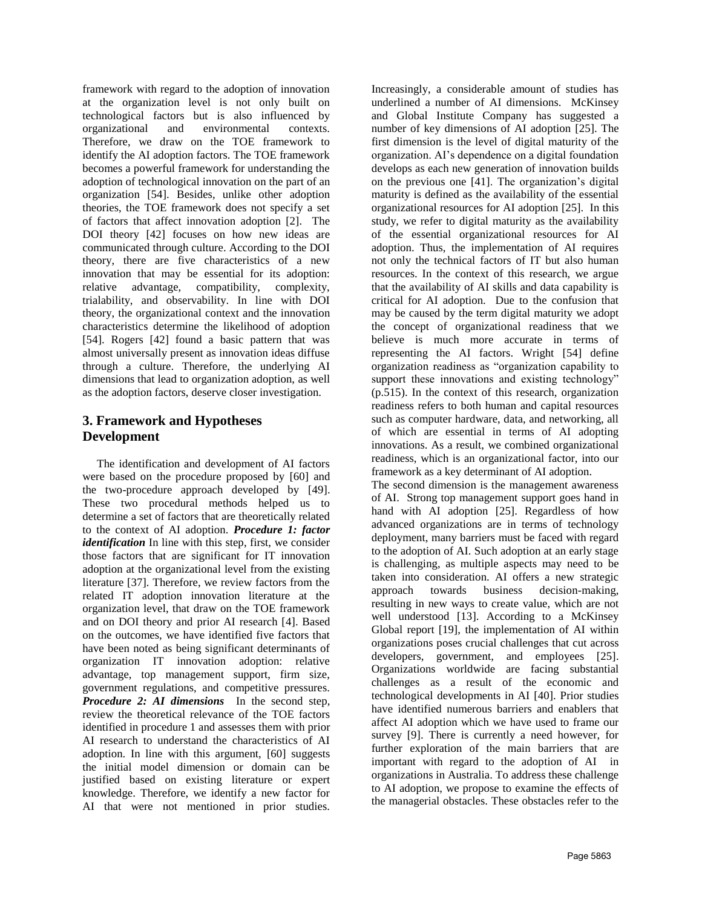framework with regard to the adoption of innovation at the organization level is not only built on technological factors but is also influenced by organizational and environmental contexts. Therefore, we draw on the TOE framework to identify the AI adoption factors. The TOE framework becomes a powerful framework for understanding the adoption of technological innovation on the part of an organization [54]. Besides, unlike other adoption theories, the TOE framework does not specify a set of factors that affect innovation adoption [2]. The DOI theory [42] focuses on how new ideas are communicated through culture. According to the DOI theory, there are five characteristics of a new innovation that may be essential for its adoption: relative advantage, compatibility, complexity, trialability, and observability. In line with DOI theory, the organizational context and the innovation characteristics determine the likelihood of adoption [54]. Rogers [42] found a basic pattern that was almost universally present as innovation ideas diffuse through a culture. Therefore, the underlying AI dimensions that lead to organization adoption, as well as the adoption factors, deserve closer investigation.

## 3. Framework and Hypotheses Development

The identification and development of AI factors were based on the procedure proposed by [60] and the two-procedure approach developed by [49]. These two procedural methods helped us to determine a set of factors that are theoretically related to the context of AI adoption. ***Procedure 1: factor identification*** In line with this step, first, we consider those factors that are significant for IT innovation adoption at the organizational level from the existing literature [37]. Therefore, we review factors from the related IT adoption innovation literature at the organization level, that draw on the TOE framework and on DOI theory and prior AI research [4]. Based on the outcomes, we have identified five factors that have been noted as being significant determinants of organization IT innovation adoption: relative advantage, top management support, firm size, government regulations, and competitive pressures. ***Procedure 2: AI dimensions*** In the second step, review the theoretical relevance of the TOE factors identified in procedure 1 and assesses them with prior AI research to understand the characteristics of AI adoption. In line with this argument, [60] suggests the initial model dimension or domain can be justified based on existing literature or expert knowledge. Therefore, we identify a new factor for AI that were not mentioned in prior studies. Increasingly, a considerable amount of studies has underlined a number of AI dimensions. McKinsey and Global Institute Company has suggested a number of key dimensions of AI adoption [25]. The first dimension is the level of digital maturity of the organization. AI's dependence on a digital foundation develops as each new generation of innovation builds on the previous one [41]. The organization's digital maturity is defined as the availability of the essential organizational resources for AI adoption [25]. In this study, we refer to digital maturity as the availability of the essential organizational resources for AI adoption. Thus, the implementation of AI requires not only the technical factors of IT but also human resources. In the context of this research, we argue that the availability of AI skills and data capability is critical for AI adoption. Due to the confusion that may be caused by the term digital maturity we adopt the concept of organizational readiness that we believe is much more accurate in terms of representing the AI factors. Wright [54] define organization readiness as "organization capability to support these innovations and existing technology" (p.515). In the context of this research, organization readiness refers to both human and capital resources such as computer hardware, data, and networking, all of which are essential in terms of AI adopting innovations. As a result, we combined organizational readiness, which is an organizational factor, into our framework as a key determinant of AI adoption.

The second dimension is the management awareness of AI. Strong top management support goes hand in hand with AI adoption [25]. Regardless of how advanced organizations are in terms of technology deployment, many barriers must be faced with regard to the adoption of AI. Such adoption at an early stage is challenging, as multiple aspects may need to be taken into consideration. AI offers a new strategic approach towards business decision-making, resulting in new ways to create value, which are not well understood [13]. According to a McKinsey Global report [19], the implementation of AI within organizations poses crucial challenges that cut across developers, government, and employees [25]. Organizations worldwide are facing substantial challenges as a result of the economic and technological developments in AI [40]. Prior studies have identified numerous barriers and enablers that affect AI adoption which we have used to frame our survey [9]. There is currently a need however, for further exploration of the main barriers that are important with regard to the adoption of AI in organizations in Australia. To address these challenge to AI adoption, we propose to examine the effects of the managerial obstacles. These obstacles refer to the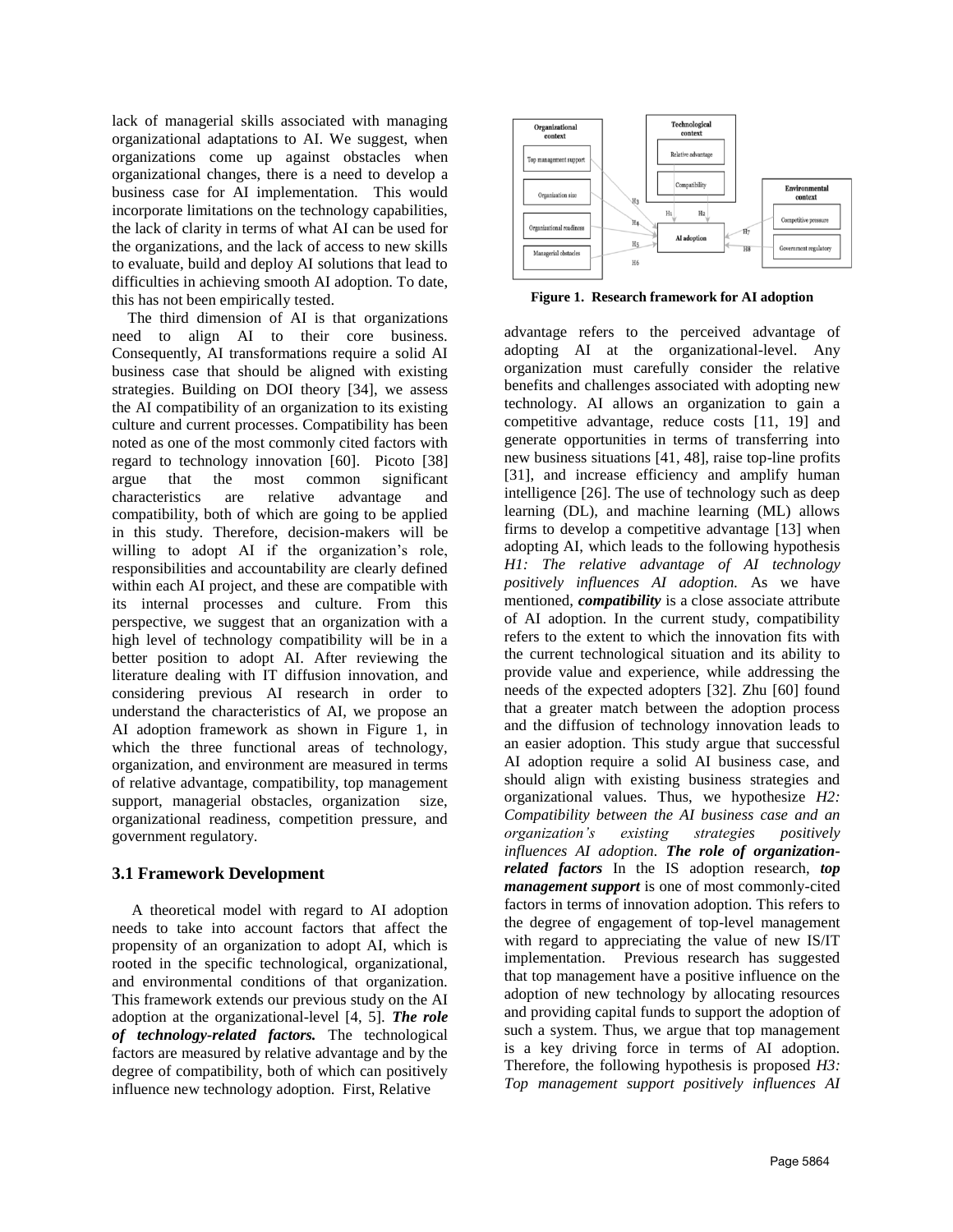lack of managerial skills associated with managing organizational adaptations to AI. We suggest, when organizations come up against obstacles when organizational changes, there is a need to develop a business case for AI implementation. This would incorporate limitations on the technology capabilities, the lack of clarity in terms of what AI can be used for the organizations, and the lack of access to new skills to evaluate, build and deploy AI solutions that lead to difficulties in achieving smooth AI adoption. To date, this has not been empirically tested.

The third dimension of AI is that organizations need to align AI to their core business. Consequently, AI transformations require a solid AI business case that should be aligned with existing strategies. Building on DOI theory [34], we assess the AI compatibility of an organization to its existing culture and current processes. Compatibility has been noted as one of the most commonly cited factors with regard to technology innovation [60]. Picoto [38] argue that the most common significant characteristics are relative advantage and compatibility, both of which are going to be applied in this study. Therefore, decision-makers will be willing to adopt AI if the organization's role, responsibilities and accountability are clearly defined within each AI project, and these are compatible with its internal processes and culture. From this perspective, we suggest that an organization with a high level of technology compatibility will be in a better position to adopt AI. After reviewing the literature dealing with IT diffusion innovation, and considering previous AI research in order to understand the characteristics of AI, we propose an AI adoption framework as shown in Figure 1, in which the three functional areas of technology, organization, and environment are measured in terms of relative advantage, compatibility, top management support, managerial obstacles, organization size, organizational readiness, competition pressure, and government regulatory.

## 3.1 Framework Development

A theoretical model with regard to AI adoption needs to take into account factors that affect the propensity of an organization to adopt AI, which is rooted in the specific technological, organizational, and environmental conditions of that organization. This framework extends our previous study on the AI adoption at the organizational-level [4, 5]. ***The role of technology-related factors.*** The technological factors are measured by relative advantage and by the degree of compatibility, both of which can positively influence new technology adoption. First, Relative advantage refers to the perceived advantage of adopting AI at the organizational-level. Any organization must carefully consider the relative benefits and challenges associated with adopting new technology. AI allows an organization to gain a competitive advantage, reduce costs [11, 19] and generate opportunities in terms of transferring into new business situations [41, 48], raise top-line profits [31], and increase efficiency and amplify human intelligence [26]. The use of technology such as deep learning (DL), and machine learning (ML) allows firms to develop a competitive advantage [13] when adopting AI, which leads to the following hypothesis *H1: The relative advantage of AI technology positively influences AI adoption.* As we have mentioned, ***compatibility*** is a close associate attribute of AI adoption. In the current study, compatibility refers to the extent to which the innovation fits with the current technological situation and its ability to provide value and experience, while addressing the needs of the expected adopters [32]. Zhu [60] found that a greater match between the adoption process and the diffusion of technology innovation leads to an easier adoption. This study argue that successful AI adoption require a solid AI business case, and should align with existing business strategies and organizational values. Thus, we hypothesize *H2: Compatibility between the AI business case and an organization's existing strategies positively influences AI adoption.* ***The role of organization-related factors*** In the IS adoption research, ***top management support*** is one of most commonly-cited factors in terms of innovation adoption. This refers to the degree of engagement of top-level management with regard to appreciating the value of new IS/IT implementation. Previous research has suggested that top management have a positive influence on the adoption of new technology by allocating resources and providing capital funds to support the adoption of such a system. Thus, we argue that top management is a key driving force in terms of AI adoption. Therefore, the following hypothesis is proposed *H3: Top management support positively influences AI*

| Organizational context | Technological context | Environmental context |
|---|---|---|
| Top management support | Relative advantage | Competitive pressure |
| Organization size | Compatibility | Government regulatory |
| Organizational readiness | | |
| Managerial obstacles | | |

H1, H2, H3, H4, H5, H6, H7, H8 → AI adoption

**Figure 1. Research framework for AI adoption**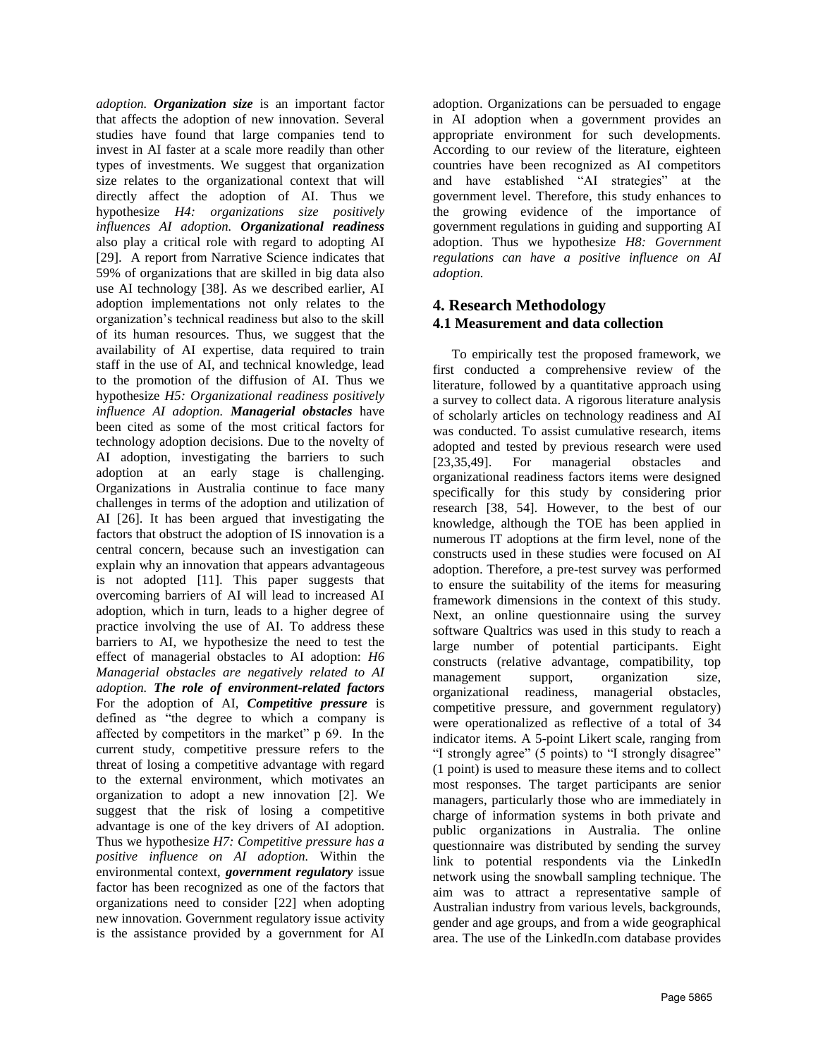*adoption.* ***Organization size*** is an important factor that affects the adoption of new innovation. Several studies have found that large companies tend to invest in AI faster at a scale more readily than other types of investments. We suggest that organization size relates to the organizational context that will directly affect the adoption of AI. Thus we hypothesize *H4: organizations size positively influences AI adoption.* ***Organizational readiness*** also play a critical role with regard to adopting AI [29]. A report from Narrative Science indicates that 59% of organizations that are skilled in big data also use AI technology [38]. As we described earlier, AI adoption implementations not only relates to the organization's technical readiness but also to the skill of its human resources. Thus, we suggest that the availability of AI expertise, data required to train staff in the use of AI, and technical knowledge, lead to the promotion of the diffusion of AI. Thus we hypothesize *H5: Organizational readiness positively influence AI adoption.* ***Managerial obstacles*** have been cited as some of the most critical factors for technology adoption decisions. Due to the novelty of AI adoption, investigating the barriers to such adoption at an early stage is challenging. Organizations in Australia continue to face many challenges in terms of the adoption and utilization of AI [26]. It has been argued that investigating the factors that obstruct the adoption of IS innovation is a central concern, because such an investigation can explain why an innovation that appears advantageous is not adopted [11]. This paper suggests that overcoming barriers of AI will lead to increased AI adoption, which in turn, leads to a higher degree of practice involving the use of AI. To address these barriers to AI, we hypothesize the need to test the effect of managerial obstacles to AI adoption: *H6 Managerial obstacles are negatively related to AI adoption.* ***The role of environment-related factors*** For the adoption of AI, ***Competitive pressure*** is defined as "the degree to which a company is affected by competitors in the market" p 69. In the current study, competitive pressure refers to the threat of losing a competitive advantage with regard to the external environment, which motivates an organization to adopt a new innovation [2]. We suggest that the risk of losing a competitive advantage is one of the key drivers of AI adoption. Thus we hypothesize *H7: Competitive pressure has a positive influence on AI adoption.* Within the environmental context, ***government regulatory*** issue factor has been recognized as one of the factors that organizations need to consider [22] when adopting new innovation. Government regulatory issue activity is the assistance provided by a government for AI adoption. Organizations can be persuaded to engage in AI adoption when a government provides an appropriate environment for such developments. According to our review of the literature, eighteen countries have been recognized as AI competitors and have established "AI strategies" at the government level. Therefore, this study enhances to the growing evidence of the importance of government regulations in guiding and supporting AI adoption. Thus we hypothesize *H8: Government regulations can have a positive influence on AI adoption.*

## 4. Research Methodology

### 4.1 Measurement and data collection

To empirically test the proposed framework, we first conducted a comprehensive review of the literature, followed by a quantitative approach using a survey to collect data. A rigorous literature analysis of scholarly articles on technology readiness and AI was conducted. To assist cumulative research, items adopted and tested by previous research were used [23,35,49]. For managerial obstacles and organizational readiness factors items were designed specifically for this study by considering prior research [38, 54]. However, to the best of our knowledge, although the TOE has been applied in numerous IT adoptions at the firm level, none of the constructs used in these studies were focused on AI adoption. Therefore, a pre-test survey was performed to ensure the suitability of the items for measuring framework dimensions in the context of this study. Next, an online questionnaire using the survey software Qualtrics was used in this study to reach a large number of potential participants. Eight constructs (relative advantage, compatibility, top management support, organization size, organizational readiness, managerial obstacles, competitive pressure, and government regulatory) were operationalized as reflective of a total of 34 indicator items. A 5-point Likert scale, ranging from "I strongly agree" (5 points) to "I strongly disagree" (1 point) is used to measure these items and to collect most responses. The target participants are senior managers, particularly those who are immediately in charge of information systems in both private and public organizations in Australia. The online questionnaire was distributed by sending the survey link to potential respondents via the LinkedIn network using the snowball sampling technique. The aim was to attract a representative sample of Australian industry from various levels, backgrounds, gender and age groups, and from a wide geographical area. The use of the LinkedIn.com database provides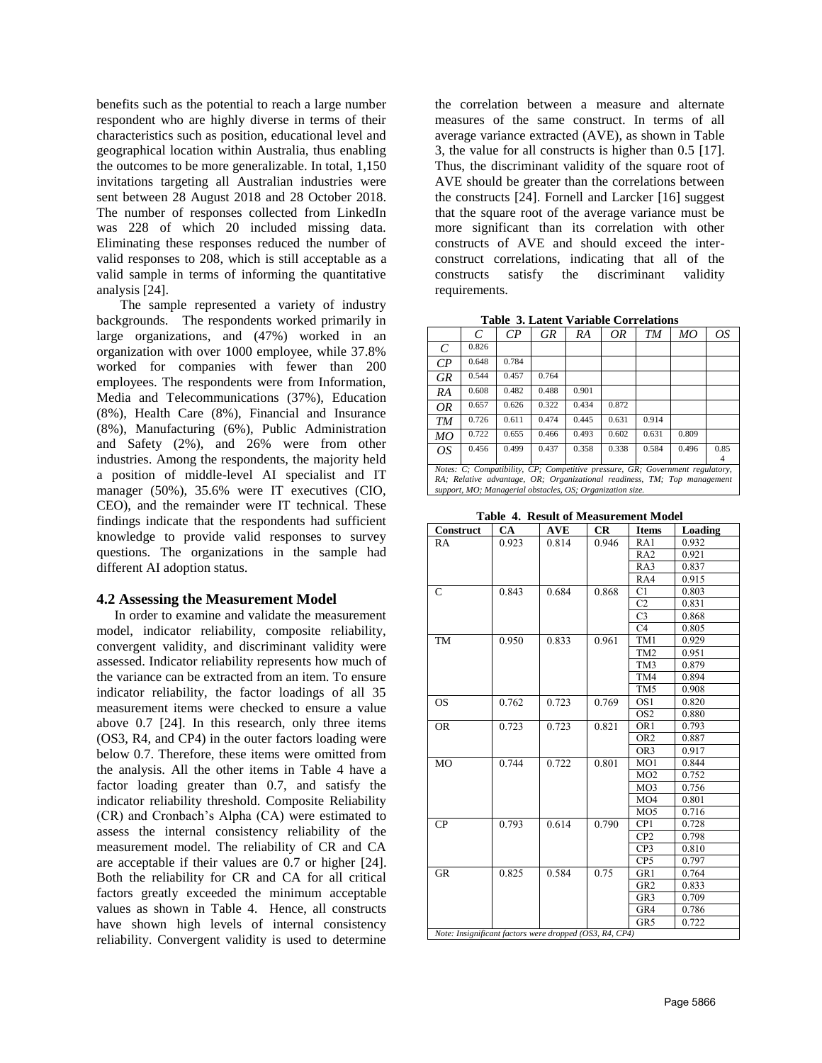benefits such as the potential to reach a large number respondent who are highly diverse in terms of their characteristics such as position, educational level and geographical location within Australia, thus enabling the outcomes to be more generalizable. In total, 1,150 invitations targeting all Australian industries were sent between 28 August 2018 and 28 October 2018. The number of responses collected from LinkedIn was 228 of which 20 included missing data. Eliminating these responses reduced the number of valid responses to 208, which is still acceptable as a valid sample in terms of informing the quantitative analysis [24].

The sample represented a variety of industry backgrounds. The respondents worked primarily in large organizations, and (47%) worked in an organization with over 1000 employee, while 37.8% worked for companies with fewer than 200 employees. The respondents were from Information, Media and Telecommunications (37%), Education (8%), Health Care (8%), Financial and Insurance (8%), Manufacturing (6%), Public Administration and Safety (2%), and 26% were from other industries. Among the respondents, the majority held a position of middle-level AI specialist and IT manager (50%), 35.6% were IT executives (CIO, CEO), and the remainder were IT technical. These findings indicate that the respondents had sufficient knowledge to provide valid responses to survey questions. The organizations in the sample had different AI adoption status.

### 4.2 Assessing the Measurement Model

In order to examine and validate the measurement model, indicator reliability, composite reliability, convergent validity, and discriminant validity were assessed. Indicator reliability represents how much of the variance can be extracted from an item. To ensure indicator reliability, the factor loadings of all 35 measurement items were checked to ensure a value above 0.7 [24]. In this research, only three items (OS3, R4, and CP4) in the outer factors loading were below 0.7. Therefore, these items were omitted from the analysis. All the other items in Table 4 have a factor loading greater than 0.7, and satisfy the indicator reliability threshold. Composite Reliability (CR) and Cronbach's Alpha (CA) were estimated to assess the internal consistency reliability of the measurement model. The reliability of CR and CA are acceptable if their values are 0.7 or higher [24]. Both the reliability for CR and CA for all critical factors greatly exceeded the minimum acceptable values as shown in Table 4. Hence, all constructs have shown high levels of internal consistency reliability. Convergent validity is used to determine the correlation between a measure and alternate measures of the same construct. In terms of all average variance extracted (AVE), as shown in Table 3, the value for all constructs is higher than 0.5 [17]. Thus, the discriminant validity of the square root of AVE should be greater than the correlations between the constructs [24]. Fornell and Larcker [16] suggest that the square root of the average variance must be more significant than its correlation with other constructs of AVE and should exceed the inter-construct correlations, indicating that all of the constructs satisfy the discriminant validity requirements.

**Table 3. Latent Variable Correlations**

| | *C* | *CP* | *GR* | *RA* | *OR* | *TM* | *MO* | *OS* |
|---|---|---|---|---|---|---|---|---|
| *C* | 0.826 | | | | | | | |
| *CP* | 0.648 | 0.784 | | | | | | |
| *GR* | 0.544 | 0.457 | 0.764 | | | | | |
| *RA* | 0.608 | 0.482 | 0.488 | 0.901 | | | | |
| *OR* | 0.657 | 0.626 | 0.322 | 0.434 | 0.872 | | | |
| *TM* | 0.726 | 0.611 | 0.474 | 0.445 | 0.631 | 0.914 | | |
| *MO* | 0.722 | 0.655 | 0.466 | 0.493 | 0.602 | 0.631 | 0.809 | |
| *OS* | 0.456 | 0.499 | 0.437 | 0.358 | 0.338 | 0.584 | 0.496 | 0.854 |

*Notes: C; Compatibility, CP; Competitive pressure, GR; Government regulatory, RA; Relative advantage, OR; Organizational readiness, TM; Top management support, MO; Managerial obstacles, OS; Organization size.*

**Table 4. Result of Measurement Model**

| Construct | CA | AVE | CR | Items | Loading |
|---|---|---|---|---|---|
| RA | 0.923 | 0.814 | 0.946 | RA1 | 0.932 |
| | | | | RA2 | 0.921 |
| | | | | RA3 | 0.837 |
| | | | | RA4 | 0.915 |
| C | 0.843 | 0.684 | 0.868 | C1 | 0.803 |
| | | | | C2 | 0.831 |
| | | | | C3 | 0.868 |
| | | | | C4 | 0.805 |
| TM | 0.950 | 0.833 | 0.961 | TM1 | 0.929 |
| | | | | TM2 | 0.951 |
| | | | | TM3 | 0.879 |
| | | | | TM4 | 0.894 |
| | | | | TM5 | 0.908 |
| OS | 0.762 | 0.723 | 0.769 | OS1 | 0.820 |
| | | | | OS2 | 0.880 |
| OR | 0.723 | 0.723 | 0.821 | OR1 | 0.793 |
| | | | | OR2 | 0.887 |
| | | | | OR3 | 0.917 |
| MO | 0.744 | 0.722 | 0.801 | MO1 | 0.844 |
| | | | | MO2 | 0.752 |
| | | | | MO3 | 0.756 |
| | | | | MO4 | 0.801 |
| | | | | MO5 | 0.716 |
| CP | 0.793 | 0.614 | 0.790 | CP1 | 0.728 |
| | | | | CP2 | 0.798 |
| | | | | CP3 | 0.810 |
| | | | | CP5 | 0.797 |
| GR | 0.825 | 0.584 | 0.75 | GR1 | 0.764 |
| | | | | GR2 | 0.833 |
| | | | | GR3 | 0.709 |
| | | | | GR4 | 0.786 |
| | | | | GR5 | 0.722 |

*Note: Insignificant factors were dropped (OS3, R4, CP4)*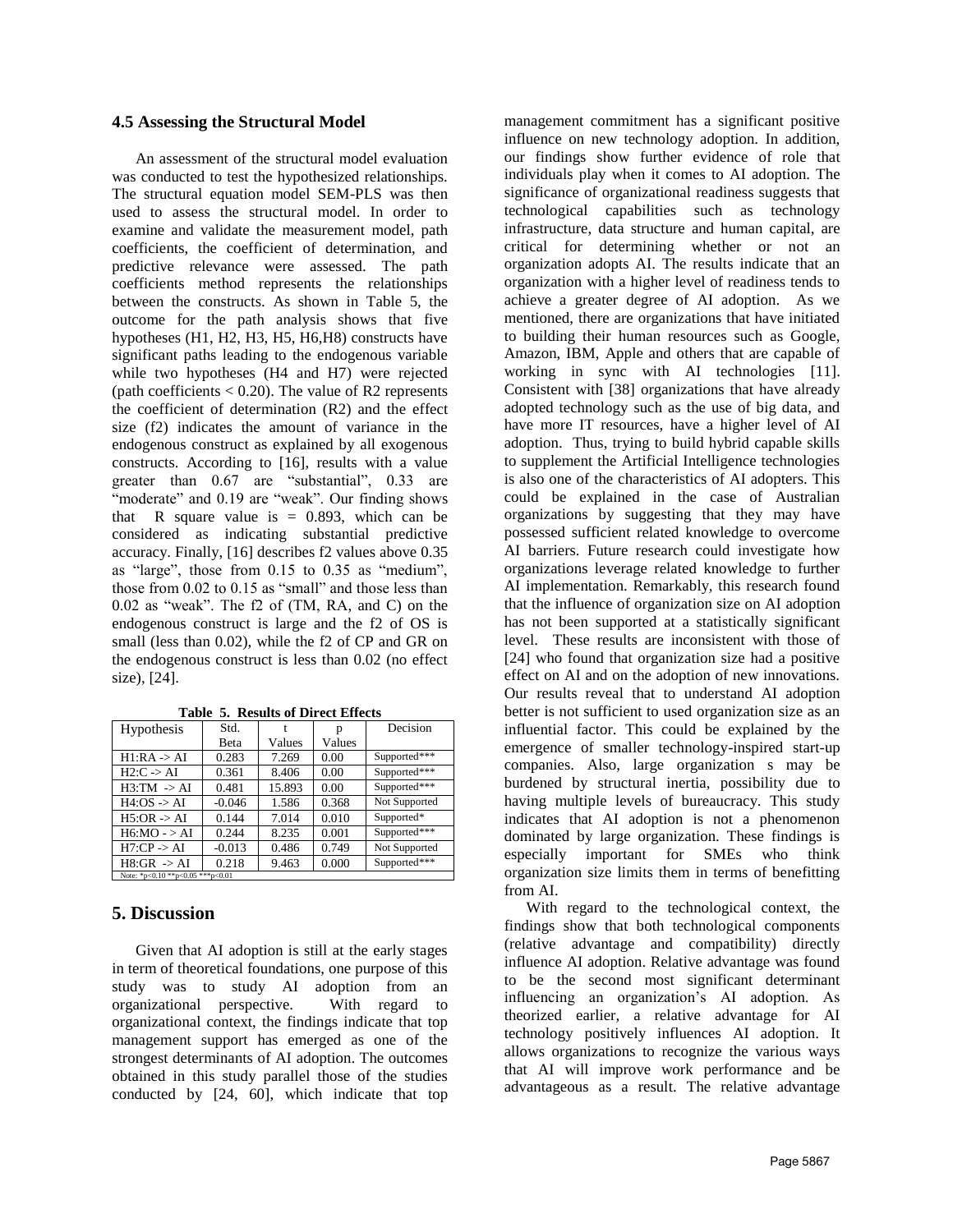### 4.5 Assessing the Structural Model

An assessment of the structural model evaluation was conducted to test the hypothesized relationships. The structural equation model SEM-PLS was then used to assess the structural model. In order to examine and validate the measurement model, path coefficients, the coefficient of determination, and predictive relevance were assessed. The path coefficients method represents the relationships between the constructs. As shown in Table 5, the outcome for the path analysis shows that five hypotheses (H1, H2, H3, H5, H6,H8) constructs have significant paths leading to the endogenous variable while two hypotheses (H4 and H7) were rejected (path coefficients < 0.20). The value of R2 represents the coefficient of determination (R2) and the effect size (f2) indicates the amount of variance in the endogenous construct as explained by all exogenous constructs. According to [16], results with a value greater than 0.67 are "substantial", 0.33 are "moderate" and 0.19 are "weak". Our finding shows that R square value is = 0.893, which can be considered as indicating substantial predictive accuracy. Finally, [16] describes f2 values above 0.35 as "large", those from 0.15 to 0.35 as "medium", those from 0.02 to 0.15 as "small" and those less than 0.02 as "weak". The f2 of (TM, RA, and C) on the endogenous construct is large and the f2 of OS is small (less than 0.02), while the f2 of CP and GR on the endogenous construct is less than 0.02 (no effect size), [24].

**Table 5. Results of Direct Effects**

| Hypothesis | Std. Beta | t Values | p Values | Decision |
|---|---|---|---|---|
| H1:RA -> AI | 0.283 | 7.269 | 0.00 | Supported*** |
| H2:C -> AI | 0.361 | 8.406 | 0.00 | Supported*** |
| H3:TM -> AI | 0.481 | 15.893 | 0.00 | Supported*** |
| H4:OS -> AI | -0.046 | 1.586 | 0.368 | Not Supported |
| H5:OR -> AI | 0.144 | 7.014 | 0.010 | Supported* |
| H6:MO - > AI | 0.244 | 8.235 | 0.001 | Supported*** |
| H7:CP -> AI | -0.013 | 0.486 | 0.749 | Not Supported |
| H8:GR -> AI | 0.218 | 9.463 | 0.000 | Supported*** |

Note: *p<0.10 **p<0.05 ***p<0.01

## 5. Discussion

Given that AI adoption is still at the early stages in term of theoretical foundations, one purpose of this study was to study AI adoption from an organizational perspective. With regard to organizational context, the findings indicate that top management support has emerged as one of the strongest determinants of AI adoption. The outcomes obtained in this study parallel those of the studies conducted by [24, 60], which indicate that top management commitment has a significant positive influence on new technology adoption. In addition, our findings show further evidence of role that individuals play when it comes to AI adoption. The significance of organizational readiness suggests that technological capabilities such as technology infrastructure, data structure and human capital, are critical for determining whether or not an organization adopts AI. The results indicate that an organization with a higher level of readiness tends to achieve a greater degree of AI adoption. As we mentioned, there are organizations that have initiated to building their human resources such as Google, Amazon, IBM, Apple and others that are capable of working in sync with AI technologies [11]. Consistent with [38] organizations that have already adopted technology such as the use of big data, and have more IT resources, have a higher level of AI adoption. Thus, trying to build hybrid capable skills to supplement the Artificial Intelligence technologies is also one of the characteristics of AI adopters. This could be explained in the case of Australian organizations by suggesting that they may have possessed sufficient related knowledge to overcome AI barriers. Future research could investigate how organizations leverage related knowledge to further AI implementation. Remarkably, this research found that the influence of organization size on AI adoption has not been supported at a statistically significant level. These results are inconsistent with those of [24] who found that organization size had a positive effect on AI and on the adoption of new innovations. Our results reveal that to understand AI adoption better is not sufficient to used organization size as an influential factor. This could be explained by the emergence of smaller technology-inspired start-up companies. Also, large organization s may be burdened by structural inertia, possibility due to having multiple levels of bureaucracy. This study indicates that AI adoption is not a phenomenon dominated by large organization. These findings is especially important for SMEs who think organization size limits them in terms of benefitting from AI.

With regard to the technological context, the findings show that both technological components (relative advantage and compatibility) directly influence AI adoption. Relative advantage was found to be the second most significant determinant influencing an organization's AI adoption. As theorized earlier, a relative advantage for AI technology positively influences AI adoption. It allows organizations to recognize the various ways that AI will improve work performance and be advantageous as a result. The relative advantage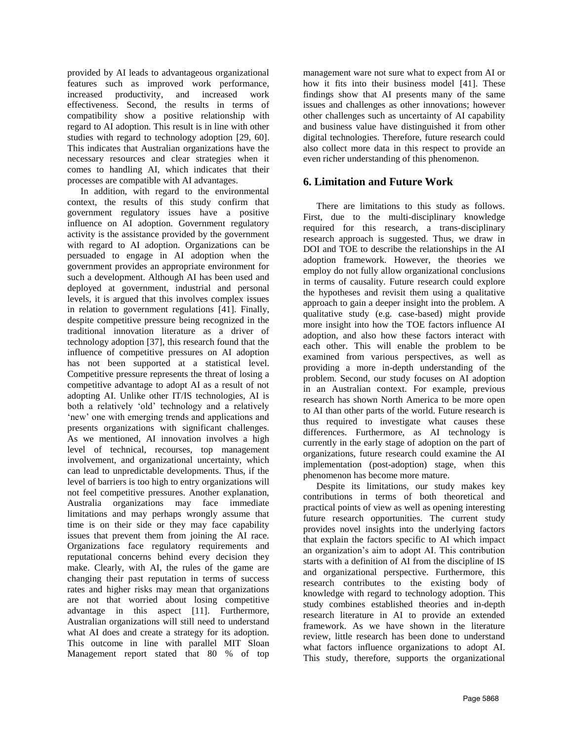provided by AI leads to advantageous organizational features such as improved work performance, increased productivity, and increased work effectiveness. Second, the results in terms of compatibility show a positive relationship with regard to AI adoption. This result is in line with other studies with regard to technology adoption [29, 60]. This indicates that Australian organizations have the necessary resources and clear strategies when it comes to handling AI, which indicates that their processes are compatible with AI advantages.

In addition, with regard to the environmental context, the results of this study confirm that government regulatory issues have a positive influence on AI adoption. Government regulatory activity is the assistance provided by the government with regard to AI adoption. Organizations can be persuaded to engage in AI adoption when the government provides an appropriate environment for such a development. Although AI has been used and deployed at government, industrial and personal levels, it is argued that this involves complex issues in relation to government regulations [41]. Finally, despite competitive pressure being recognized in the traditional innovation literature as a driver of technology adoption [37], this research found that the influence of competitive pressures on AI adoption has not been supported at a statistical level. Competitive pressure represents the threat of losing a competitive advantage to adopt AI as a result of not adopting AI. Unlike other IT/IS technologies, AI is both a relatively 'old' technology and a relatively 'new' one with emerging trends and applications and presents organizations with significant challenges. As we mentioned, AI innovation involves a high level of technical, recourses, top management involvement, and organizational uncertainty, which can lead to unpredictable developments. Thus, if the level of barriers is too high to entry organizations will not feel competitive pressures. Another explanation, Australia organizations may face immediate limitations and may perhaps wrongly assume that time is on their side or they may face capability issues that prevent them from joining the AI race. Organizations face regulatory requirements and reputational concerns behind every decision they make. Clearly, with AI, the rules of the game are changing their past reputation in terms of success rates and higher risks may mean that organizations are not that worried about losing competitive advantage in this aspect [11]. Furthermore, Australian organizations will still need to understand what AI does and create a strategy for its adoption. This outcome in line with parallel MIT Sloan Management report stated that 80 % of top management ware not sure what to expect from AI or how it fits into their business model [41]. These findings show that AI presents many of the same issues and challenges as other innovations; however other challenges such as uncertainty of AI capability and business value have distinguished it from other digital technologies. Therefore, future research could also collect more data in this respect to provide an even richer understanding of this phenomenon.

## 6. Limitation and Future Work

There are limitations to this study as follows. First, due to the multi-disciplinary knowledge required for this research, a trans-disciplinary research approach is suggested. Thus, we draw in DOI and TOE to describe the relationships in the AI adoption framework. However, the theories we employ do not fully allow organizational conclusions in terms of causality. Future research could explore the hypotheses and revisit them using a qualitative approach to gain a deeper insight into the problem. A qualitative study (e.g. case-based) might provide more insight into how the TOE factors influence AI adoption, and also how these factors interact with each other. This will enable the problem to be examined from various perspectives, as well as providing a more in-depth understanding of the problem. Second, our study focuses on AI adoption in an Australian context. For example, previous research has shown North America to be more open to AI than other parts of the world. Future research is thus required to investigate what causes these differences. Furthermore, as AI technology is currently in the early stage of adoption on the part of organizations, future research could examine the AI implementation (post-adoption) stage, when this phenomenon has become more mature.

Despite its limitations, our study makes key contributions in terms of both theoretical and practical points of view as well as opening interesting future research opportunities. The current study provides novel insights into the underlying factors that explain the factors specific to AI which impact an organization's aim to adopt AI. This contribution starts with a definition of AI from the discipline of IS and organizational perspective. Furthermore, this research contributes to the existing body of knowledge with regard to technology adoption. This study combines established theories and in-depth research literature in AI to provide an extended framework. As we have shown in the literature review, little research has been done to understand what factors influence organizations to adopt AI. This study, therefore, supports the organizational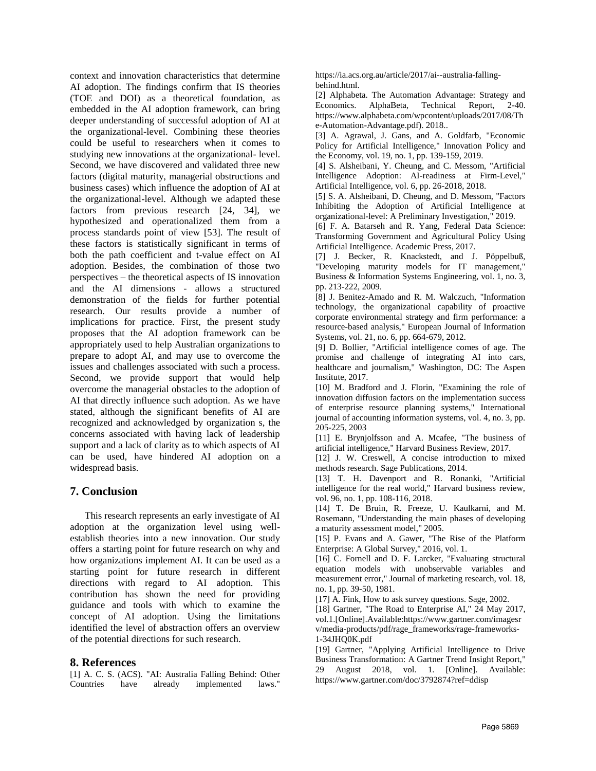context and innovation characteristics that determine AI adoption. The findings confirm that IS theories (TOE and DOI) as a theoretical foundation, as embedded in the AI adoption framework, can bring deeper understanding of successful adoption of AI at the organizational-level. Combining these theories could be useful to researchers when it comes to studying new innovations at the organizational- level. Second, we have discovered and validated three new factors (digital maturity, managerial obstructions and business cases) which influence the adoption of AI at the organizational-level. Although we adapted these factors from previous research [24, 34], we hypothesized and operationalized them from a process standards point of view [53]. The result of these factors is statistically significant in terms of both the path coefficient and t-value effect on AI adoption. Besides, the combination of those two perspectives – the theoretical aspects of IS innovation and the AI dimensions - allows a structured demonstration of the fields for further potential research. Our results provide a number of implications for practice. First, the present study proposes that the AI adoption framework can be appropriately used to help Australian organizations to prepare to adopt AI, and may use to overcome the issues and challenges associated with such a process. Second, we provide support that would help overcome the managerial obstacles to the adoption of AI that directly influence such adoption. As we have stated, although the significant benefits of AI are recognized and acknowledged by organization s, the concerns associated with having lack of leadership support and a lack of clarity as to which aspects of AI can be used, have hindered AI adoption on a widespread basis.

## 7. Conclusion

This research represents an early investigate of AI adoption at the organization level using well-establish theories into a new innovation. Our study offers a starting point for future research on why and how organizations implement AI. It can be used as a starting point for future research in different directions with regard to AI adoption. This contribution has shown the need for providing guidance and tools with which to examine the concept of AI adoption. Using the limitations identified the level of abstraction offers an overview of the potential directions for such research.

## 8. References

[1] A. C. S. (ACS). "AI: Australia Falling Behind: Other Countries have already implemented laws." https://ia.acs.org.au/article/2017/ai--australia-falling-behind.html.

[2] Alphabeta. The Automation Advantage: Strategy and Economics. AlphaBeta, Technical Report, 2-40. https://www.alphabeta.com/wpcontent/uploads/2017/08/The-Automation-Advantage.pdf). 2018..

[3] A. Agrawal, J. Gans, and A. Goldfarb, "Economic Policy for Artificial Intelligence," Innovation Policy and the Economy, vol. 19, no. 1, pp. 139-159, 2019.

[4] S. Alsheibani, Y. Cheung, and C. Messom, "Artificial Intelligence Adoption: AI-readiness at Firm-Level," Artificial Intelligence, vol. 6, pp. 26-2018, 2018.

[5] S. A. Alsheibani, D. Cheung, and D. Messom, "Factors Inhibiting the Adoption of Artificial Intelligence at organizational-level: A Preliminary Investigation," 2019.

[6] F. A. Batarseh and R. Yang, Federal Data Science: Transforming Government and Agricultural Policy Using Artificial Intelligence. Academic Press, 2017.

[7] J. Becker, R. Knackstedt, and J. Pöppelbuß, "Developing maturity models for IT management," Business & Information Systems Engineering, vol. 1, no. 3, pp. 213-222, 2009.

[8] J. Benitez-Amado and R. M. Walczuch, "Information technology, the organizational capability of proactive corporate environmental strategy and firm performance: a resource-based analysis," European Journal of Information Systems, vol. 21, no. 6, pp. 664-679, 2012.

[9] D. Bollier, "Artificial intelligence comes of age. The promise and challenge of integrating AI into cars, healthcare and journalism," Washington, DC: The Aspen Institute, 2017.

[10] M. Bradford and J. Florin, "Examining the role of innovation diffusion factors on the implementation success of enterprise resource planning systems," International journal of accounting information systems, vol. 4, no. 3, pp. 205-225, 2003

[11] E. Brynjolfsson and A. Mcafee, "The business of artificial intelligence," Harvard Business Review, 2017.

[12] J. W. Creswell, A concise introduction to mixed methods research. Sage Publications, 2014.

[13] T. H. Davenport and R. Ronanki, "Artificial intelligence for the real world," Harvard business review, vol. 96, no. 1, pp. 108-116, 2018.

[14] T. De Bruin, R. Freeze, U. Kaulkarni, and M. Rosemann, "Understanding the main phases of developing a maturity assessment model," 2005.

[15] P. Evans and A. Gawer, "The Rise of the Platform Enterprise: A Global Survey," 2016, vol. 1.

[16] C. Fornell and D. F. Larcker, "Evaluating structural equation models with unobservable variables and measurement error," Journal of marketing research, vol. 18, no. 1, pp. 39-50, 1981.

[17] A. Fink, How to ask survey questions. Sage, 2002.

[18] Gartner, "The Road to Enterprise AI," 24 May 2017, vol.1.[Online].Available:https://www.gartner.com/imagesrv/media-products/pdf/rage_frameworks/rage-frameworks-1-34JHQ0K.pdf

[19] Gartner, "Applying Artificial Intelligence to Drive Business Transformation: A Gartner Trend Insight Report," 29 August 2018, vol. 1. [Online]. Available: https://www.gartner.com/doc/3792874?ref=ddisp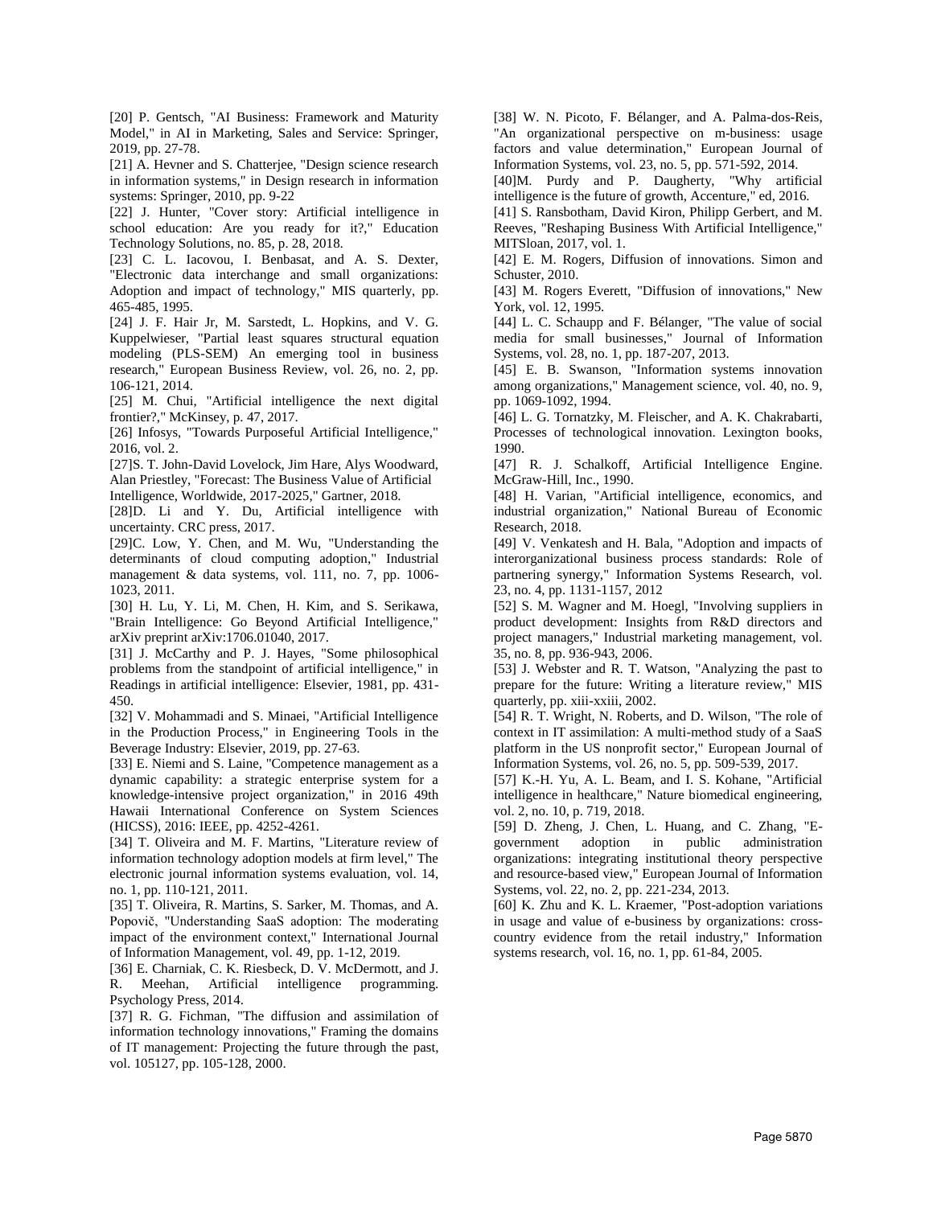[20] P. Gentsch, "AI Business: Framework and Maturity Model," in AI in Marketing, Sales and Service: Springer, 2019, pp. 27-78.

[21] A. Hevner and S. Chatterjee, "Design science research in information systems," in Design research in information systems: Springer, 2010, pp. 9-22

[22] J. Hunter, "Cover story: Artificial intelligence in school education: Are you ready for it?," Education Technology Solutions, no. 85, p. 28, 2018.

[23] C. L. Iacovou, I. Benbasat, and A. S. Dexter, "Electronic data interchange and small organizations: Adoption and impact of technology," MIS quarterly, pp. 465-485, 1995.

[24] J. F. Hair Jr, M. Sarstedt, L. Hopkins, and V. G. Kuppelwieser, "Partial least squares structural equation modeling (PLS-SEM) An emerging tool in business research," European Business Review, vol. 26, no. 2, pp. 106-121, 2014.

[25] M. Chui, "Artificial intelligence the next digital frontier?," McKinsey, p. 47, 2017.

[26] Infosys, "Towards Purposeful Artificial Intelligence," 2016, vol. 2.

[27]S. T. John-David Lovelock, Jim Hare, Alys Woodward, Alan Priestley, "Forecast: The Business Value of Artificial Intelligence, Worldwide, 2017-2025," Gartner, 2018.

[28]D. Li and Y. Du, Artificial intelligence with uncertainty. CRC press, 2017.

[29]C. Low, Y. Chen, and M. Wu, "Understanding the determinants of cloud computing adoption," Industrial management & data systems, vol. 111, no. 7, pp. 1006-1023, 2011.

[30] H. Lu, Y. Li, M. Chen, H. Kim, and S. Serikawa, "Brain Intelligence: Go Beyond Artificial Intelligence," arXiv preprint arXiv:1706.01040, 2017.

[31] J. McCarthy and P. J. Hayes, "Some philosophical problems from the standpoint of artificial intelligence," in Readings in artificial intelligence: Elsevier, 1981, pp. 431-450.

[32] V. Mohammadi and S. Minaei, "Artificial Intelligence in the Production Process," in Engineering Tools in the Beverage Industry: Elsevier, 2019, pp. 27-63.

[33] E. Niemi and S. Laine, "Competence management as a dynamic capability: a strategic enterprise system for a knowledge-intensive project organization," in 2016 49th Hawaii International Conference on System Sciences (HICSS), 2016: IEEE, pp. 4252-4261.

[34] T. Oliveira and M. F. Martins, "Literature review of information technology adoption models at firm level," The electronic journal information systems evaluation, vol. 14, no. 1, pp. 110-121, 2011.

[35] T. Oliveira, R. Martins, S. Sarker, M. Thomas, and A. Popovič, "Understanding SaaS adoption: The moderating impact of the environment context," International Journal of Information Management, vol. 49, pp. 1-12, 2019.

[36] E. Charniak, C. K. Riesbeck, D. V. McDermott, and J. R. Meehan, Artificial intelligence programming. Psychology Press, 2014.

[37] R. G. Fichman, "The diffusion and assimilation of information technology innovations," Framing the domains of IT management: Projecting the future through the past, vol. 105127, pp. 105-128, 2000.

[38] W. N. Picoto, F. Bélanger, and A. Palma-dos-Reis, "An organizational perspective on m-business: usage factors and value determination," European Journal of Information Systems, vol. 23, no. 5, pp. 571-592, 2014.

[40]M. Purdy and P. Daugherty, "Why artificial intelligence is the future of growth, Accenture," ed, 2016.

[41] S. Ransbotham, David Kiron, Philipp Gerbert, and M. Reeves, "Reshaping Business With Artificial Intelligence," MITSloan, 2017, vol. 1.

[42] E. M. Rogers, Diffusion of innovations. Simon and Schuster, 2010.

[43] M. Rogers Everett, "Diffusion of innovations," New York, vol. 12, 1995.

[44] L. C. Schaupp and F. Bélanger, "The value of social media for small businesses," Journal of Information Systems, vol. 28, no. 1, pp. 187-207, 2013.

[45] E. B. Swanson, "Information systems innovation among organizations," Management science, vol. 40, no. 9, pp. 1069-1092, 1994.

[46] L. G. Tornatzky, M. Fleischer, and A. K. Chakrabarti, Processes of technological innovation. Lexington books, 1990.

[47] R. J. Schalkoff, Artificial Intelligence Engine. McGraw-Hill, Inc., 1990.

[48] H. Varian, "Artificial intelligence, economics, and industrial organization," National Bureau of Economic Research, 2018.

[49] V. Venkatesh and H. Bala, "Adoption and impacts of interorganizational business process standards: Role of partnering synergy," Information Systems Research, vol. 23, no. 4, pp. 1131-1157, 2012

[52] S. M. Wagner and M. Hoegl, "Involving suppliers in product development: Insights from R&D directors and project managers," Industrial marketing management, vol. 35, no. 8, pp. 936-943, 2006.

[53] J. Webster and R. T. Watson, "Analyzing the past to prepare for the future: Writing a literature review," MIS quarterly, pp. xiii-xxiii, 2002.

[54] R. T. Wright, N. Roberts, and D. Wilson, "The role of context in IT assimilation: A multi-method study of a SaaS platform in the US nonprofit sector," European Journal of Information Systems, vol. 26, no. 5, pp. 509-539, 2017.

[57] K.-H. Yu, A. L. Beam, and I. S. Kohane, "Artificial intelligence in healthcare," Nature biomedical engineering, vol. 2, no. 10, p. 719, 2018.

[59] D. Zheng, J. Chen, L. Huang, and C. Zhang, "E-government adoption in public administration organizations: integrating institutional theory perspective and resource-based view," European Journal of Information Systems, vol. 22, no. 2, pp. 221-234, 2013.

[60] K. Zhu and K. L. Kraemer, "Post-adoption variations in usage and value of e-business by organizations: cross-country evidence from the retail industry," Information systems research, vol. 16, no. 1, pp. 61-84, 2005.